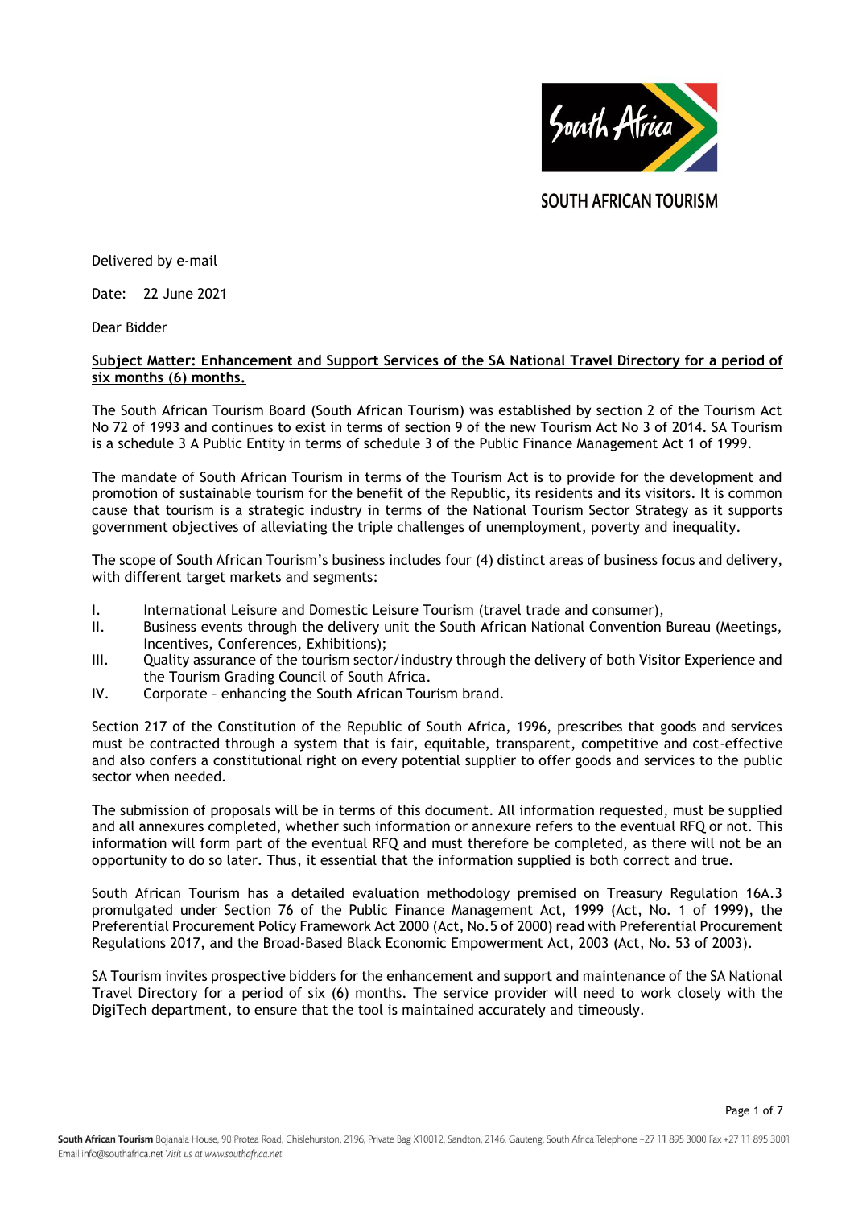SOUTH AFRICAN TOURISM

Delivered by e-mail

Date: 22 June 2021

Dear Bidder

**Subject Matter: Enhancement and Support Services of the SA National Travel Directory for a period of six months (6) months.**

The South African Tourism Board (South African Tourism) was established by section 2 of the Tourism Act No 72 of 1993 and continues to exist in terms of section 9 of the new Tourism Act No 3 of 2014. SA Tourism is a schedule 3 A Public Entity in terms of schedule 3 of the Public Finance Management Act 1 of 1999.

The mandate of South African Tourism in terms of the Tourism Act is to provide for the development and promotion of sustainable tourism for the benefit of the Republic, its residents and its visitors. It is common cause that tourism is a strategic industry in terms of the National Tourism Sector Strategy as it supports government objectives of alleviating the triple challenges of unemployment, poverty and inequality.

The scope of South African Tourism's business includes four (4) distinct areas of business focus and delivery, with different target markets and segments:

I. International Leisure and Domestic Leisure Tourism (travel trade and consumer),
II. Business events through the delivery unit the South African National Convention Bureau (Meetings, Incentives, Conferences, Exhibitions);
III. Quality assurance of the tourism sector/industry through the delivery of both Visitor Experience and the Tourism Grading Council of South Africa.
IV. Corporate – enhancing the South African Tourism brand.

Section 217 of the Constitution of the Republic of South Africa, 1996, prescribes that goods and services must be contracted through a system that is fair, equitable, transparent, competitive and cost-effective and also confers a constitutional right on every potential supplier to offer goods and services to the public sector when needed.

The submission of proposals will be in terms of this document. All information requested, must be supplied and all annexures completed, whether such information or annexure refers to the eventual RFQ or not. This information will form part of the eventual RFQ and must therefore be completed, as there will not be an opportunity to do so later. Thus, it essential that the information supplied is both correct and true.

South African Tourism has a detailed evaluation methodology premised on Treasury Regulation 16A.3 promulgated under Section 76 of the Public Finance Management Act, 1999 (Act, No. 1 of 1999), the Preferential Procurement Policy Framework Act 2000 (Act, No.5 of 2000) read with Preferential Procurement Regulations 2017, and the Broad-Based Black Economic Empowerment Act, 2003 (Act, No. 53 of 2003).

SA Tourism invites prospective bidders for the enhancement and support and maintenance of the SA National Travel Directory for a period of six (6) months. The service provider will need to work closely with the DigiTech department, to ensure that the tool is maintained accurately and timeously.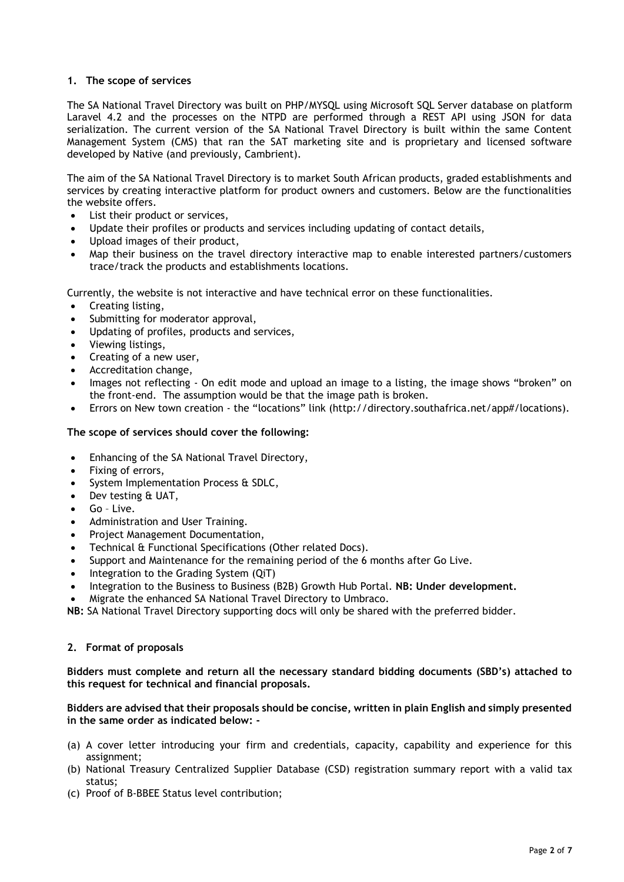## 1. The scope of services

The SA National Travel Directory was built on PHP/MYSQL using Microsoft SQL Server database on platform Laravel 4.2 and the processes on the NTPD are performed through a REST API using JSON for data serialization. The current version of the SA National Travel Directory is built within the same Content Management System (CMS) that ran the SAT marketing site and is proprietary and licensed software developed by Native (and previously, Cambrient).

The aim of the SA National Travel Directory is to market South African products, graded establishments and services by creating interactive platform for product owners and customers. Below are the functionalities the website offers.

- List their product or services,
- Update their profiles or products and services including updating of contact details,
- Upload images of their product,
- Map their business on the travel directory interactive map to enable interested partners/customers trace/track the products and establishments locations.

Currently, the website is not interactive and have technical error on these functionalities.

- Creating listing,
- Submitting for moderator approval,
- Updating of profiles, products and services,
- Viewing listings,
- Creating of a new user,
- Accreditation change,
- Images not reflecting - On edit mode and upload an image to a listing, the image shows "broken" on the front-end. The assumption would be that the image path is broken.
- Errors on New town creation - the "locations" link (http://directory.southafrica.net/app#/locations).

**The scope of services should cover the following:**

- Enhancing of the SA National Travel Directory,
- Fixing of errors,
- System Implementation Process & SDLC,
- Dev testing & UAT,
- Go – Live.
- Administration and User Training.
- Project Management Documentation,
- Technical & Functional Specifications (Other related Docs).
- Support and Maintenance for the remaining period of the 6 months after Go Live.
- Integration to the Grading System (QiT)
- Integration to the Business to Business (B2B) Growth Hub Portal. **NB: Under development.**
- Migrate the enhanced SA National Travel Directory to Umbraco.

**NB:** SA National Travel Directory supporting docs will only be shared with the preferred bidder.

## 2. Format of proposals

**Bidders must complete and return all the necessary standard bidding documents (SBD's) attached to this request for technical and financial proposals.**

**Bidders are advised that their proposals should be concise, written in plain English and simply presented in the same order as indicated below: -**

(a) A cover letter introducing your firm and credentials, capacity, capability and experience for this assignment;
(b) National Treasury Centralized Supplier Database (CSD) registration summary report with a valid tax status;
(c) Proof of B-BBEE Status level contribution;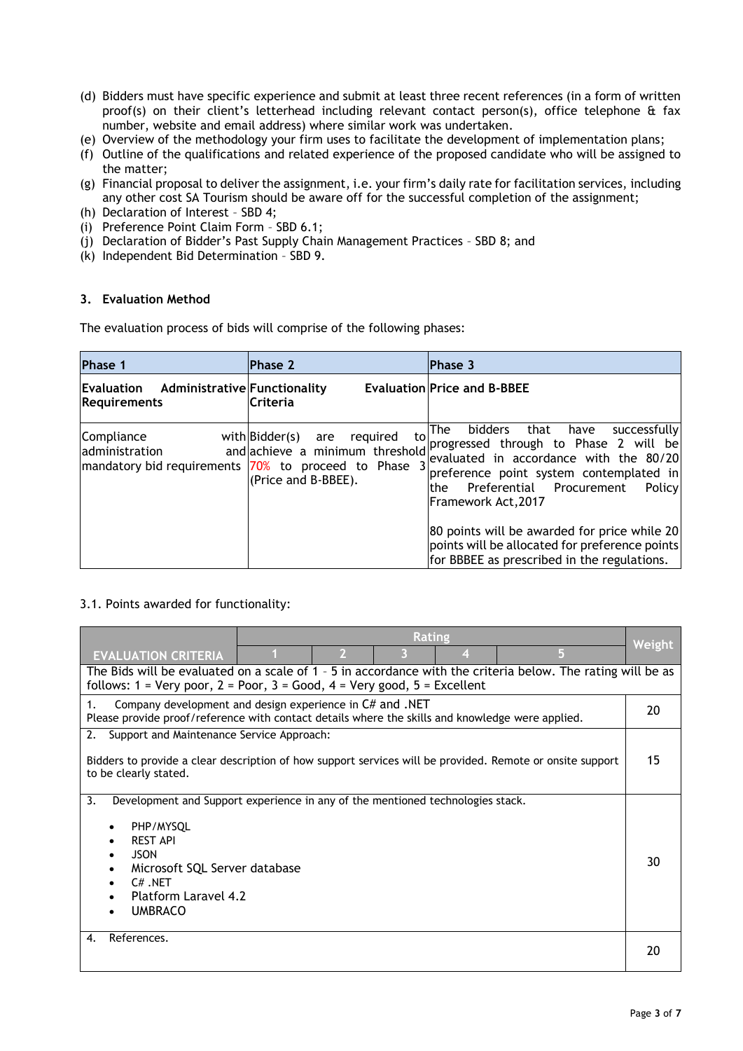(d) Bidders must have specific experience and submit at least three recent references (in a form of written proof(s) on their client's letterhead including relevant contact person(s), office telephone & fax number, website and email address) where similar work was undertaken.
(e) Overview of the methodology your firm uses to facilitate the development of implementation plans;
(f) Outline of the qualifications and related experience of the proposed candidate who will be assigned to the matter;
(g) Financial proposal to deliver the assignment, i.e. your firm's daily rate for facilitation services, including any other cost SA Tourism should be aware off for the successful completion of the assignment;
(h) Declaration of Interest – SBD 4;
(i) Preference Point Claim Form – SBD 6.1;
(j) Declaration of Bidder's Past Supply Chain Management Practices – SBD 8; and
(k) Independent Bid Determination – SBD 9.

### 3. Evaluation Method

The evaluation process of bids will comprise of the following phases:

| Phase 1 | Phase 2 | Phase 3 |
|---|---|---|
| **Evaluation Administrative Requirements** | **Functionality Evaluation Criteria** | **Price and B-BBEE** |
| Compliance with administration and mandatory bid requirements | Bidder(s) are required to achieve a minimum threshold 70% to proceed to Phase 3 (Price and B-BBEE). | The bidders that have successfully progressed through to Phase 2 will be evaluated in accordance with the 80/20 preference point system contemplated in the Preferential Procurement Policy Framework Act,2017<br><br>80 points will be awarded for price while 20 points will be allocated for preference points for BBBEE as prescribed in the regulations. |

3.1. Points awarded for functionality:

| EVALUATION CRITERIA | Rating | | | | | Weight |
|---|---|---|---|---|---|---|
| | 1 | 2 | 3 | 4 | 5 | |
| The Bids will be evaluated on a scale of 1 – 5 in accordance with the criteria below. The rating will be as follows: 1 = Very poor, 2 = Poor, 3 = Good, 4 = Very good, 5 = Excellent | | | | | | |
| 1. Company development and design experience in C# and .NET<br>Please provide proof/reference with contact details where the skills and knowledge were applied. | | | | | | 20 |
| 2. Support and Maintenance Service Approach:<br><br>Bidders to provide a clear description of how support services will be provided. Remote or onsite support to be clearly stated. | | | | | | 15 |
| 3. Development and Support experience in any of the mentioned technologies stack.<br>• PHP/MYSQL<br>• REST API<br>• JSON<br>• Microsoft SQL Server database<br>• C# .NET<br>• Platform Laravel 4.2<br>• UMBRACO | | | | | | 30 |
| 4. References. | | | | | | 20 |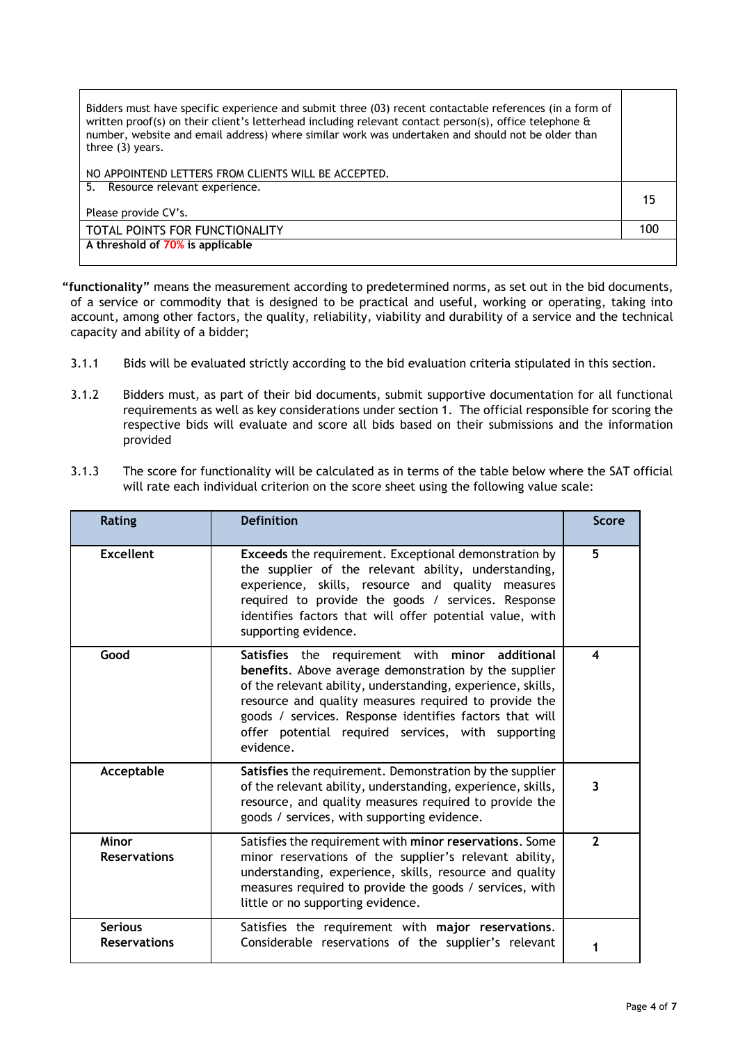| | |
|---|---|
| Bidders must have specific experience and submit three (03) recent contactable references (in a form of written proof(s) on their client's letterhead including relevant contact person(s), office telephone & number, website and email address) where similar work was undertaken and should not be older than three (3) years.<br><br>NO APPOINTEND LETTERS FROM CLIENTS WILL BE ACCEPTED. | |
| 5. Resource relevant experience.<br><br>Please provide CV's. | 15 |
| TOTAL POINTS FOR FUNCTIONALITY | 100 |
| **A threshold of 70% is applicable** | |

**"functionality"** means the measurement according to predetermined norms, as set out in the bid documents, of a service or commodity that is designed to be practical and useful, working or operating, taking into account, among other factors, the quality, reliability, viability and durability of a service and the technical capacity and ability of a bidder;

3.1.1 Bids will be evaluated strictly according to the bid evaluation criteria stipulated in this section.

3.1.2 Bidders must, as part of their bid documents, submit supportive documentation for all functional requirements as well as key considerations under section 1. The official responsible for scoring the respective bids will evaluate and score all bids based on their submissions and the information provided

3.1.3 The score for functionality will be calculated as in terms of the table below where the SAT official will rate each individual criterion on the score sheet using the following value scale:

| Rating | Definition | Score |
|---|---|---|
| **Excellent** | **Exceeds** the requirement. Exceptional demonstration by the supplier of the relevant ability, understanding, experience, skills, resource and quality measures required to provide the goods / services. Response identifies factors that will offer potential value, with supporting evidence. | **5** |
| **Good** | **Satisfies** the requirement with **minor additional benefits**. Above average demonstration by the supplier of the relevant ability, understanding, experience, skills, resource and quality measures required to provide the goods / services. Response identifies factors that will offer potential required services, with supporting evidence. | **4** |
| **Acceptable** | **Satisfies** the requirement. Demonstration by the supplier of the relevant ability, understanding, experience, skills, resource, and quality measures required to provide the goods / services, with supporting evidence. | **3** |
| **Minor Reservations** | Satisfies the requirement with **minor reservations**. Some minor reservations of the supplier's relevant ability, understanding, experience, skills, resource and quality measures required to provide the goods / services, with little or no supporting evidence. | **2** |
| **Serious Reservations** | Satisfies the requirement with **major reservations**. Considerable reservations of the supplier's relevant | **1** |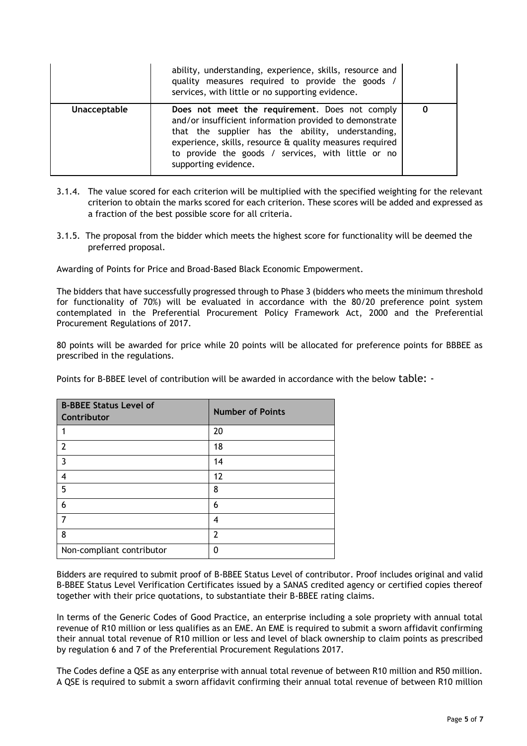| | ability, understanding, experience, skills, resource and quality measures required to provide the goods / services, with little or no supporting evidence. | |
|---|---|---|
| **Unacceptable** | **Does not meet the requirement**. Does not comply and/or insufficient information provided to demonstrate that the supplier has the ability, understanding, experience, skills, resource & quality measures required to provide the goods / services, with little or no supporting evidence. | **0** |

3.1.4. The value scored for each criterion will be multiplied with the specified weighting for the relevant criterion to obtain the marks scored for each criterion. These scores will be added and expressed as a fraction of the best possible score for all criteria.

3.1.5. The proposal from the bidder which meets the highest score for functionality will be deemed the preferred proposal.

Awarding of Points for Price and Broad-Based Black Economic Empowerment.

The bidders that have successfully progressed through to Phase 3 (bidders who meets the minimum threshold for functionality of 70%) will be evaluated in accordance with the 80/20 preference point system contemplated in the Preferential Procurement Policy Framework Act, 2000 and the Preferential Procurement Regulations of 2017.

80 points will be awarded for price while 20 points will be allocated for preference points for BBBEE as prescribed in the regulations.

Points for B-BBEE level of contribution will be awarded in accordance with the below table: -

| B-BBEE Status Level of Contributor | Number of Points |
|---|---|
| 1 | 20 |
| 2 | 18 |
| 3 | 14 |
| 4 | 12 |
| 5 | 8 |
| 6 | 6 |
| 7 | 4 |
| 8 | 2 |
| Non-compliant contributor | 0 |

Bidders are required to submit proof of B-BBEE Status Level of contributor. Proof includes original and valid B-BBEE Status Level Verification Certificates issued by a SANAS credited agency or certified copies thereof together with their price quotations, to substantiate their B-BBEE rating claims.

In terms of the Generic Codes of Good Practice, an enterprise including a sole propriety with annual total revenue of R10 million or less qualifies as an EME. An EME is required to submit a sworn affidavit confirming their annual total revenue of R10 million or less and level of black ownership to claim points as prescribed by regulation 6 and 7 of the Preferential Procurement Regulations 2017.

The Codes define a QSE as any enterprise with annual total revenue of between R10 million and R50 million. A QSE is required to submit a sworn affidavit confirming their annual total revenue of between R10 million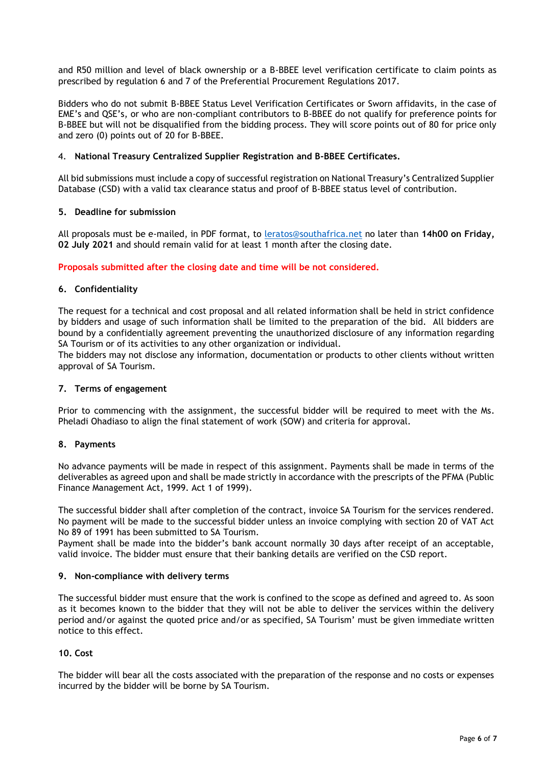and R50 million and level of black ownership or a B-BBEE level verification certificate to claim points as prescribed by regulation 6 and 7 of the Preferential Procurement Regulations 2017.

Bidders who do not submit B-BBEE Status Level Verification Certificates or Sworn affidavits, in the case of EME's and QSE's, or who are non-compliant contributors to B-BBEE do not qualify for preference points for B-BBEE but will not be disqualified from the bidding process. They will score points out of 80 for price only and zero (0) points out of 20 for B-BBEE.

## 4. National Treasury Centralized Supplier Registration and B-BBEE Certificates.

All bid submissions must include a copy of successful registration on National Treasury's Centralized Supplier Database (CSD) with a valid tax clearance status and proof of B-BBEE status level of contribution.

## 5. Deadline for submission

All proposals must be e-mailed, in PDF format, to leratos@southafrica.net no later than **14h00 on Friday, 02 July 2021** and should remain valid for at least 1 month after the closing date.

**Proposals submitted after the closing date and time will be not considered.**

## 6. Confidentiality

The request for a technical and cost proposal and all related information shall be held in strict confidence by bidders and usage of such information shall be limited to the preparation of the bid. All bidders are bound by a confidentially agreement preventing the unauthorized disclosure of any information regarding SA Tourism or of its activities to any other organization or individual.
The bidders may not disclose any information, documentation or products to other clients without written approval of SA Tourism.

## 7. Terms of engagement

Prior to commencing with the assignment, the successful bidder will be required to meet with the Ms. Pheladi Ohadiaso to align the final statement of work (SOW) and criteria for approval.

## 8. Payments

No advance payments will be made in respect of this assignment. Payments shall be made in terms of the deliverables as agreed upon and shall be made strictly in accordance with the prescripts of the PFMA (Public Finance Management Act, 1999. Act 1 of 1999).

The successful bidder shall after completion of the contract, invoice SA Tourism for the services rendered. No payment will be made to the successful bidder unless an invoice complying with section 20 of VAT Act No 89 of 1991 has been submitted to SA Tourism.
Payment shall be made into the bidder's bank account normally 30 days after receipt of an acceptable, valid invoice. The bidder must ensure that their banking details are verified on the CSD report.

## 9. Non-compliance with delivery terms

The successful bidder must ensure that the work is confined to the scope as defined and agreed to. As soon as it becomes known to the bidder that they will not be able to deliver the services within the delivery period and/or against the quoted price and/or as specified, SA Tourism' must be given immediate written notice to this effect.

## 10. Cost

The bidder will bear all the costs associated with the preparation of the response and no costs or expenses incurred by the bidder will be borne by SA Tourism.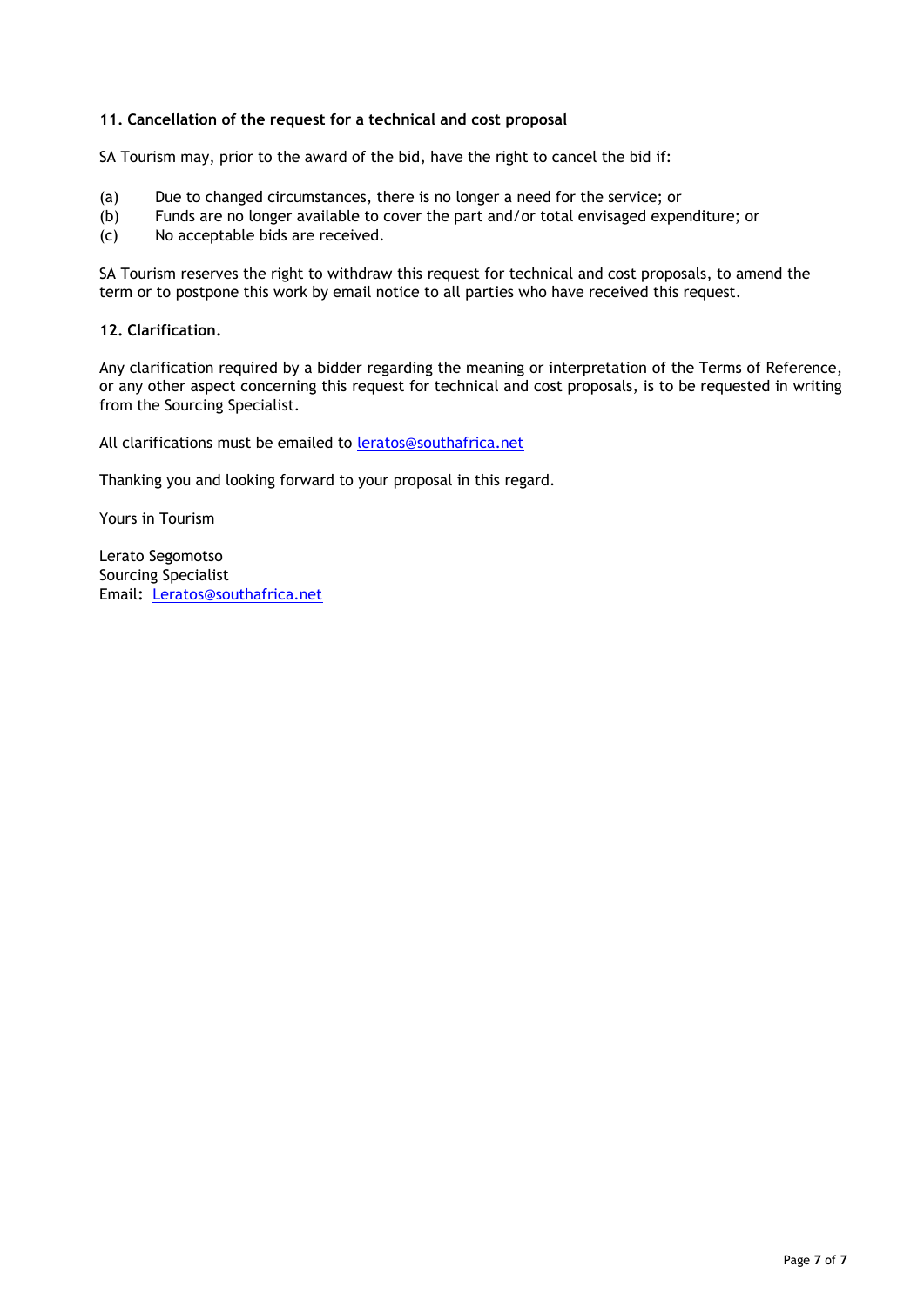**11. Cancellation of the request for a technical and cost proposal**

SA Tourism may, prior to the award of the bid, have the right to cancel the bid if:

(a) Due to changed circumstances, there is no longer a need for the service; or
(b) Funds are no longer available to cover the part and/or total envisaged expenditure; or
(c) No acceptable bids are received.

SA Tourism reserves the right to withdraw this request for technical and cost proposals, to amend the term or to postpone this work by email notice to all parties who have received this request.

**12. Clarification.**

Any clarification required by a bidder regarding the meaning or interpretation of the Terms of Reference, or any other aspect concerning this request for technical and cost proposals, is to be requested in writing from the Sourcing Specialist.

All clarifications must be emailed to leratos@southafrica.net

Thanking you and looking forward to your proposal in this regard.

Yours in Tourism

Lerato Segomotso
Sourcing Specialist
Email**:** Leratos@southafrica.net